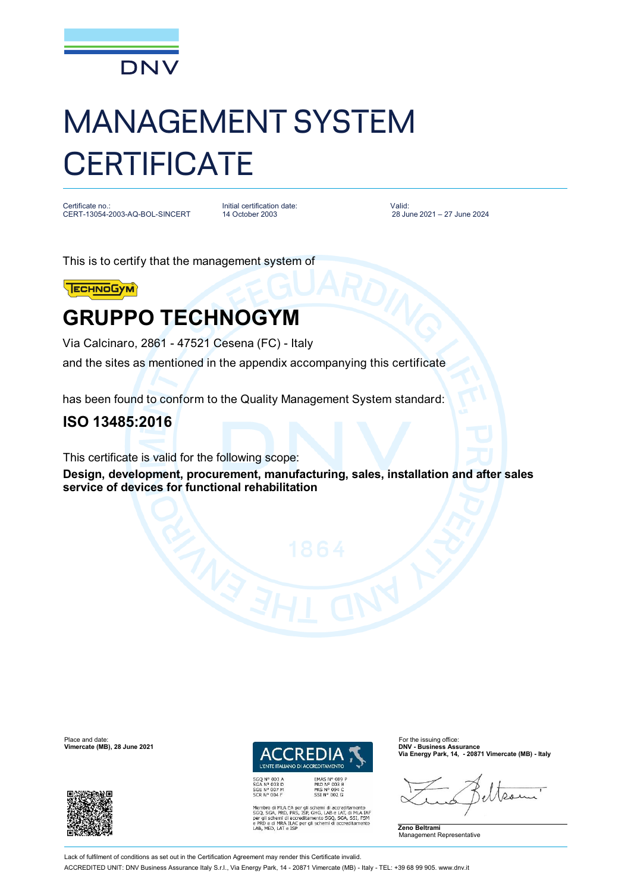DNV

# MANAGEMENT SYSTEM CERTIFICATE

Certificate no.:
CERT-13054-2003-AQ-BOL-SINCERT

Initial certification date:
14 October 2003

Valid:
28 June 2021 – 27 June 2024

This is to certify that the management system of

## GRUPPO TECHNOGYM

Via Calcinaro, 2861 - 47521 Cesena (FC) - Italy

and the sites as mentioned in the appendix accompanying this certificate

has been found to conform to the Quality Management System standard:

## ISO 13485:2016

This certificate is valid for the following scope:

**Design, development, procurement, manufacturing, sales, installation and after sales service of devices for functional rehabilitation**

Place and date:
**Vimercate (MB), 28 June 2021**

ACCREDIA
L'ENTE ITALIANO DI ACCREDITAMENTO

SGQ N° 003 A
SGA N° 003 D
SGE N° 007 M
SCR N° 004 F

EMAS N° 009 P
PRD N° 003 B
PRS N° 094 C
SSI N° 002 G

Membro di MLA EA per gli schemi di accreditamento SGQ, SGA, PRD, PRS, ISP, GHG, LAB e LAT, di MLA IAF per gli schemi di accreditamento SGQ, SGA, SSI, FSM e PRD e di MRA ILAC per gli schemi di accreditamento LAB, MED, LAT e ISP

For the issuing office:
**DNV - Business Assurance**
**Via Energy Park, 14, - 20871 Vimercate (MB) - Italy**

**Zeno Beltrami**
Management Representative

Lack of fulfilment of conditions as set out in the Certification Agreement may render this Certificate invalid.

ACCREDITED UNIT: DNV Business Assurance Italy S.r.l., Via Energy Park, 14 - 20871 Vimercate (MB) - Italy - TEL: +39 68 99 905. www.dnv.it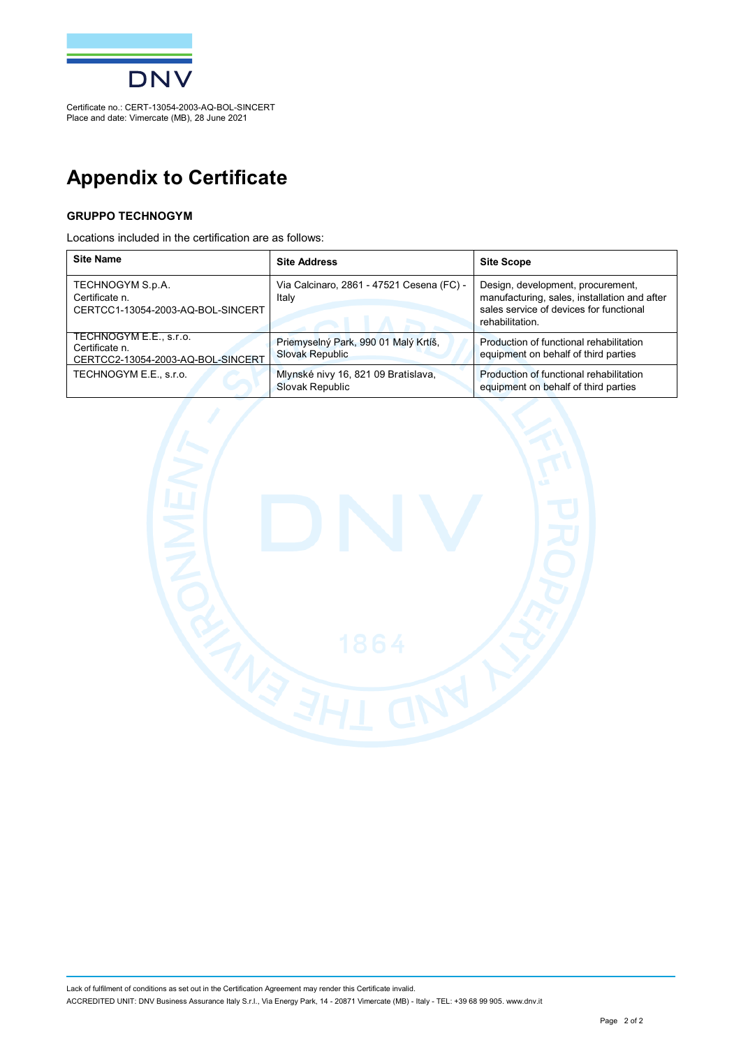Certificate no.: CERT-13054-2003-AQ-BOL-SINCERT
Place and date: Vimercate (MB), 28 June 2021

# Appendix to Certificate

### GRUPPO TECHNOGYM

Locations included in the certification are as follows:

| Site Name | Site Address | Site Scope |
|---|---|---|
| TECHNOGYM S.p.A. Certificate n. CERTCC1-13054-2003-AQ-BOL-SINCERT | Via Calcinaro, 2861 - 47521 Cesena (FC) - Italy | Design, development, procurement, manufacturing, sales, installation and after sales service of devices for functional rehabilitation. |
| TECHNOGYM E.E., s.r.o. Certificate n. CERTCC2-13054-2003-AQ-BOL-SINCERT | Priemyselný Park, 990 01 Malý Krtíš, Slovak Republic | Production of functional rehabilitation equipment on behalf of third parties |
| TECHNOGYM E.E., s.r.o. | Mlynské nivy 16, 821 09 Bratislava, Slovak Republic | Production of functional rehabilitation equipment on behalf of third parties |

Lack of fulfilment of conditions as set out in the Certification Agreement may render this Certificate invalid.

ACCREDITED UNIT: DNV Business Assurance Italy S.r.l., Via Energy Park, 14 - 20871 Vimercate (MB) - Italy - TEL: +39 68 99 905. www.dnv.it